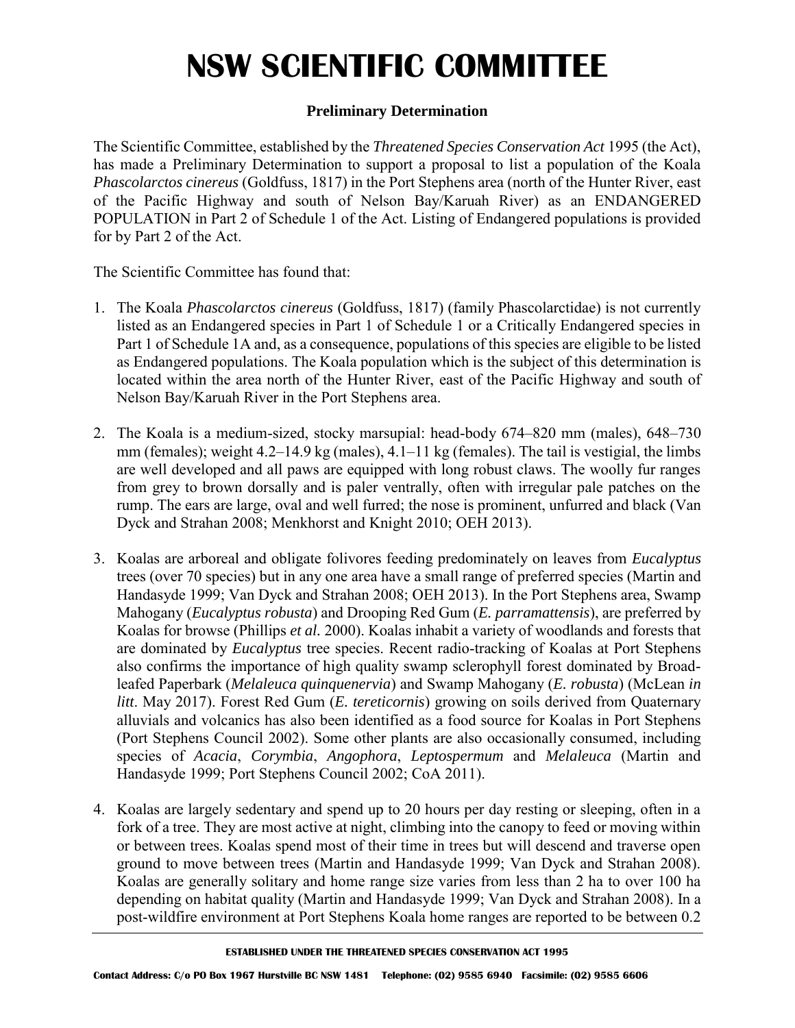# NSW SCIENTIFIC COMMITTEE

**Preliminary Determination**

The Scientific Committee, established by the *Threatened Species Conservation Act* 1995 (the Act), has made a Preliminary Determination to support a proposal to list a population of the Koala *Phascolarctos cinereus* (Goldfuss, 1817) in the Port Stephens area (north of the Hunter River, east of the Pacific Highway and south of Nelson Bay/Karuah River) as an ENDANGERED POPULATION in Part 2 of Schedule 1 of the Act. Listing of Endangered populations is provided for by Part 2 of the Act.

The Scientific Committee has found that:

1. The Koala *Phascolarctos cinereus* (Goldfuss, 1817) (family Phascolarctidae) is not currently listed as an Endangered species in Part 1 of Schedule 1 or a Critically Endangered species in Part 1 of Schedule 1A and, as a consequence, populations of this species are eligible to be listed as Endangered populations. The Koala population which is the subject of this determination is located within the area north of the Hunter River, east of the Pacific Highway and south of Nelson Bay/Karuah River in the Port Stephens area.

2. The Koala is a medium-sized, stocky marsupial: head-body 674–820 mm (males), 648–730 mm (females); weight 4.2–14.9 kg (males), 4.1–11 kg (females). The tail is vestigial, the limbs are well developed and all paws are equipped with long robust claws. The woolly fur ranges from grey to brown dorsally and is paler ventrally, often with irregular pale patches on the rump. The ears are large, oval and well furred; the nose is prominent, unfurred and black (Van Dyck and Strahan 2008; Menkhorst and Knight 2010; OEH 2013).

3. Koalas are arboreal and obligate folivores feeding predominately on leaves from *Eucalyptus* trees (over 70 species) but in any one area have a small range of preferred species (Martin and Handasyde 1999; Van Dyck and Strahan 2008; OEH 2013). In the Port Stephens area, Swamp Mahogany (*Eucalyptus robusta*) and Drooping Red Gum (*E. parramattensis*), are preferred by Koalas for browse (Phillips *et al.* 2000). Koalas inhabit a variety of woodlands and forests that are dominated by *Eucalyptus* tree species. Recent radio-tracking of Koalas at Port Stephens also confirms the importance of high quality swamp sclerophyll forest dominated by Broad-leafed Paperbark (*Melaleuca quinquenervia*) and Swamp Mahogany (*E. robusta*) (McLean *in litt*. May 2017). Forest Red Gum (*E. tereticornis*) growing on soils derived from Quaternary alluvials and volcanics has also been identified as a food source for Koalas in Port Stephens (Port Stephens Council 2002). Some other plants are also occasionally consumed, including species of *Acacia*, *Corymbia*, *Angophora*, *Leptospermum* and *Melaleuca* (Martin and Handasyde 1999; Port Stephens Council 2002; CoA 2011).

4. Koalas are largely sedentary and spend up to 20 hours per day resting or sleeping, often in a fork of a tree. They are most active at night, climbing into the canopy to feed or moving within or between trees. Koalas spend most of their time in trees but will descend and traverse open ground to move between trees (Martin and Handasyde 1999; Van Dyck and Strahan 2008). Koalas are generally solitary and home range size varies from less than 2 ha to over 100 ha depending on habitat quality (Martin and Handasyde 1999; Van Dyck and Strahan 2008). In a post-wildfire environment at Port Stephens Koala home ranges are reported to be between 0.2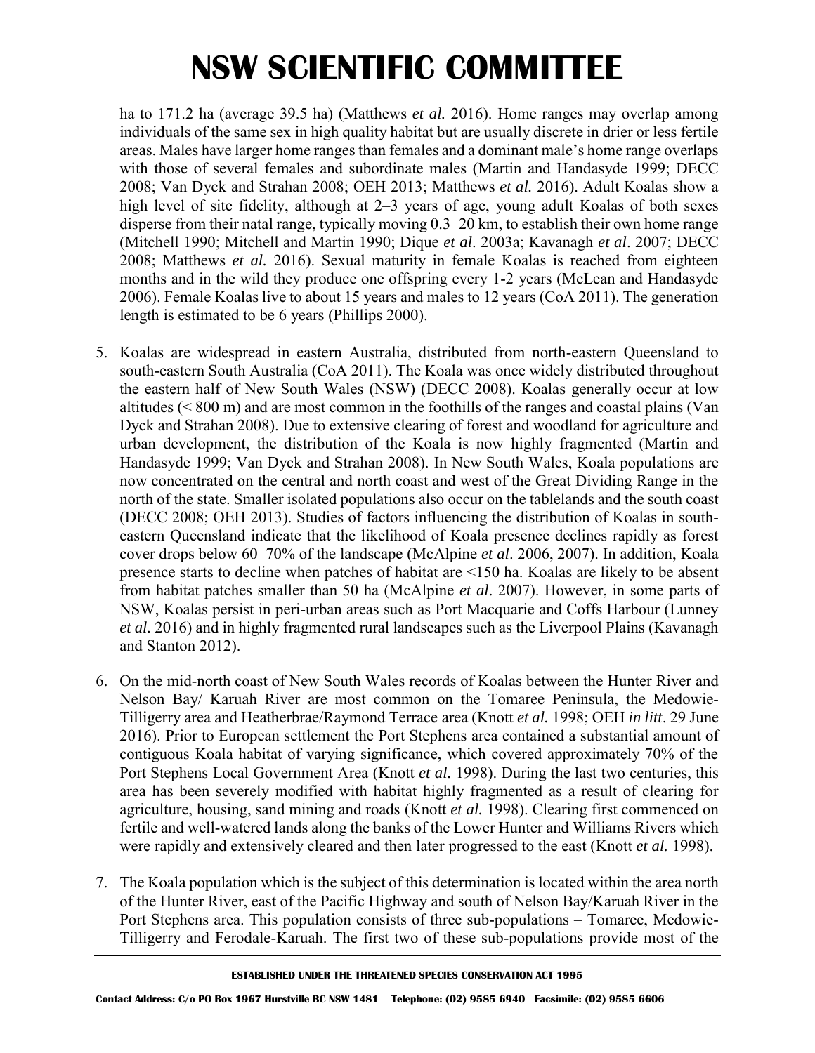ha to 171.2 ha (average 39.5 ha) (Matthews *et al.* 2016). Home ranges may overlap among individuals of the same sex in high quality habitat but are usually discrete in drier or less fertile areas. Males have larger home ranges than females and a dominant male's home range overlaps with those of several females and subordinate males (Martin and Handasyde 1999; DECC 2008; Van Dyck and Strahan 2008; OEH 2013; Matthews *et al.* 2016). Adult Koalas show a high level of site fidelity, although at 2–3 years of age, young adult Koalas of both sexes disperse from their natal range, typically moving 0.3–20 km, to establish their own home range (Mitchell 1990; Mitchell and Martin 1990; Dique *et al*. 2003a; Kavanagh *et al*. 2007; DECC 2008; Matthews *et al.* 2016). Sexual maturity in female Koalas is reached from eighteen months and in the wild they produce one offspring every 1-2 years (McLean and Handasyde 2006). Female Koalas live to about 15 years and males to 12 years (CoA 2011). The generation length is estimated to be 6 years (Phillips 2000).

5. Koalas are widespread in eastern Australia, distributed from north-eastern Queensland to south-eastern South Australia (CoA 2011). The Koala was once widely distributed throughout the eastern half of New South Wales (NSW) (DECC 2008). Koalas generally occur at low altitudes (< 800 m) and are most common in the foothills of the ranges and coastal plains (Van Dyck and Strahan 2008). Due to extensive clearing of forest and woodland for agriculture and urban development, the distribution of the Koala is now highly fragmented (Martin and Handasyde 1999; Van Dyck and Strahan 2008). In New South Wales, Koala populations are now concentrated on the central and north coast and west of the Great Dividing Range in the north of the state. Smaller isolated populations also occur on the tablelands and the south coast (DECC 2008; OEH 2013). Studies of factors influencing the distribution of Koalas in south-eastern Queensland indicate that the likelihood of Koala presence declines rapidly as forest cover drops below 60–70% of the landscape (McAlpine *et al*. 2006, 2007). In addition, Koala presence starts to decline when patches of habitat are <150 ha. Koalas are likely to be absent from habitat patches smaller than 50 ha (McAlpine *et al*. 2007). However, in some parts of NSW, Koalas persist in peri-urban areas such as Port Macquarie and Coffs Harbour (Lunney *et al.* 2016) and in highly fragmented rural landscapes such as the Liverpool Plains (Kavanagh and Stanton 2012).

6. On the mid-north coast of New South Wales records of Koalas between the Hunter River and Nelson Bay/ Karuah River are most common on the Tomaree Peninsula, the Medowie-Tilligerry area and Heatherbrae/Raymond Terrace area (Knott *et al.* 1998; OEH *in litt*. 29 June 2016). Prior to European settlement the Port Stephens area contained a substantial amount of contiguous Koala habitat of varying significance, which covered approximately 70% of the Port Stephens Local Government Area (Knott *et al.* 1998). During the last two centuries, this area has been severely modified with habitat highly fragmented as a result of clearing for agriculture, housing, sand mining and roads (Knott *et al.* 1998). Clearing first commenced on fertile and well-watered lands along the banks of the Lower Hunter and Williams Rivers which were rapidly and extensively cleared and then later progressed to the east (Knott *et al.* 1998).

7. The Koala population which is the subject of this determination is located within the area north of the Hunter River, east of the Pacific Highway and south of Nelson Bay/Karuah River in the Port Stephens area. This population consists of three sub-populations – Tomaree, Medowie-Tilligerry and Ferodale-Karuah. The first two of these sub-populations provide most of the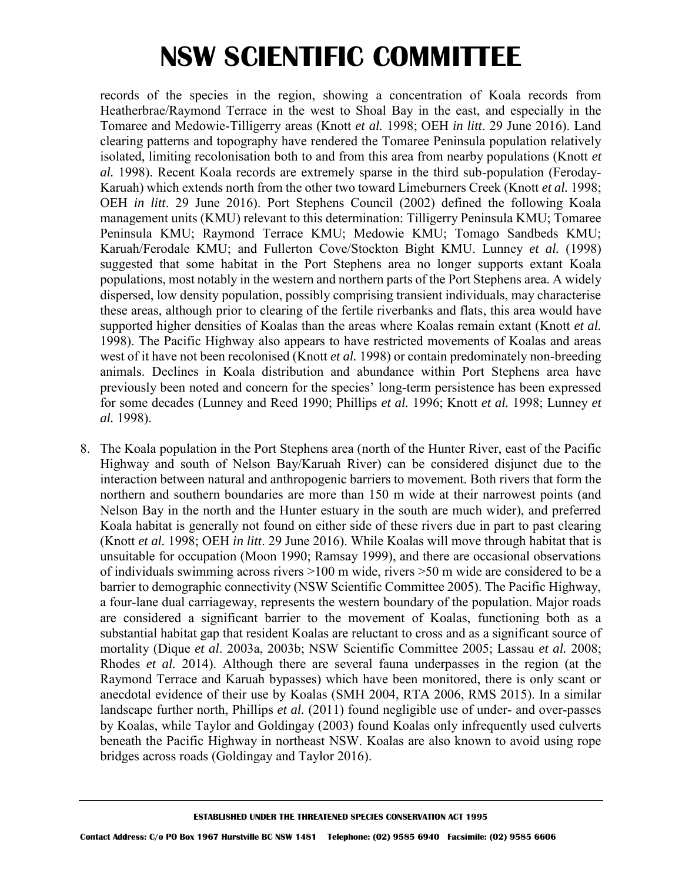records of the species in the region, showing a concentration of Koala records from Heatherbrae/Raymond Terrace in the west to Shoal Bay in the east, and especially in the Tomaree and Medowie-Tilligerry areas (Knott *et al.* 1998; OEH *in litt*. 29 June 2016). Land clearing patterns and topography have rendered the Tomaree Peninsula population relatively isolated, limiting recolonisation both to and from this area from nearby populations (Knott *et al.* 1998). Recent Koala records are extremely sparse in the third sub-population (Feroday-Karuah) which extends north from the other two toward Limeburners Creek (Knott *et al.* 1998; OEH *in litt*. 29 June 2016). Port Stephens Council (2002) defined the following Koala management units (KMU) relevant to this determination: Tilligerry Peninsula KMU; Tomaree Peninsula KMU; Raymond Terrace KMU; Medowie KMU; Tomago Sandbeds KMU; Karuah/Ferodale KMU; and Fullerton Cove/Stockton Bight KMU. Lunney *et al.* (1998) suggested that some habitat in the Port Stephens area no longer supports extant Koala populations, most notably in the western and northern parts of the Port Stephens area. A widely dispersed, low density population, possibly comprising transient individuals, may characterise these areas, although prior to clearing of the fertile riverbanks and flats, this area would have supported higher densities of Koalas than the areas where Koalas remain extant (Knott *et al.* 1998). The Pacific Highway also appears to have restricted movements of Koalas and areas west of it have not been recolonised (Knott *et al.* 1998) or contain predominately non-breeding animals. Declines in Koala distribution and abundance within Port Stephens area have previously been noted and concern for the species' long-term persistence has been expressed for some decades (Lunney and Reed 1990; Phillips *et al.* 1996; Knott *et al.* 1998; Lunney *et al.* 1998).

8. The Koala population in the Port Stephens area (north of the Hunter River, east of the Pacific Highway and south of Nelson Bay/Karuah River) can be considered disjunct due to the interaction between natural and anthropogenic barriers to movement. Both rivers that form the northern and southern boundaries are more than 150 m wide at their narrowest points (and Nelson Bay in the north and the Hunter estuary in the south are much wider), and preferred Koala habitat is generally not found on either side of these rivers due in part to past clearing (Knott *et al.* 1998; OEH *in litt*. 29 June 2016). While Koalas will move through habitat that is unsuitable for occupation (Moon 1990; Ramsay 1999), and there are occasional observations of individuals swimming across rivers >100 m wide, rivers >50 m wide are considered to be a barrier to demographic connectivity (NSW Scientific Committee 2005). The Pacific Highway, a four-lane dual carriageway, represents the western boundary of the population. Major roads are considered a significant barrier to the movement of Koalas, functioning both as a substantial habitat gap that resident Koalas are reluctant to cross and as a significant source of mortality (Dique *et al*. 2003a, 2003b; NSW Scientific Committee 2005; Lassau *et al.* 2008; Rhodes *et al.* 2014). Although there are several fauna underpasses in the region (at the Raymond Terrace and Karuah bypasses) which have been monitored, there is only scant or anecdotal evidence of their use by Koalas (SMH 2004, RTA 2006, RMS 2015). In a similar landscape further north, Phillips *et al.* (2011) found negligible use of under- and over-passes by Koalas, while Taylor and Goldingay (2003) found Koalas only infrequently used culverts beneath the Pacific Highway in northeast NSW. Koalas are also known to avoid using rope bridges across roads (Goldingay and Taylor 2016).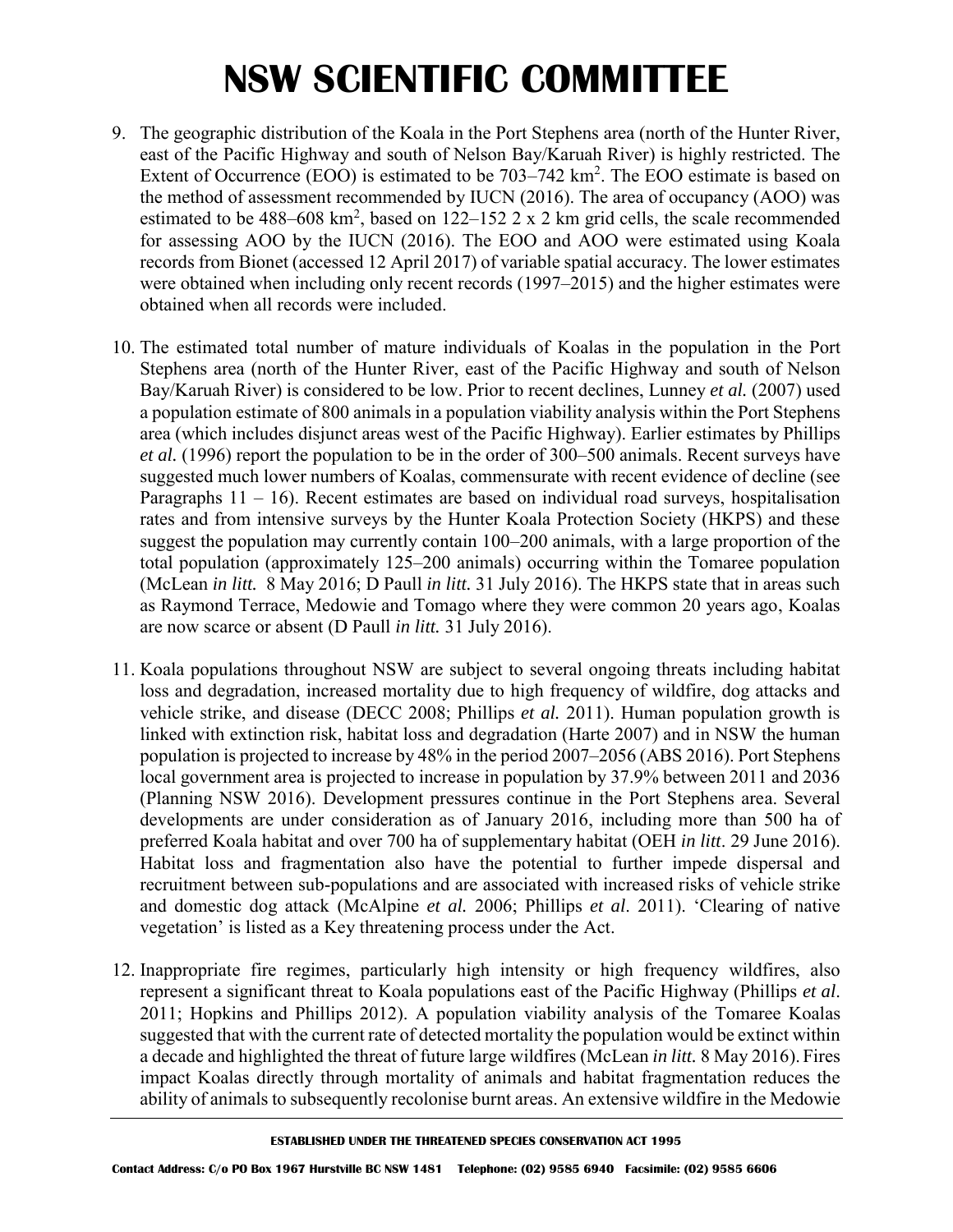9. The geographic distribution of the Koala in the Port Stephens area (north of the Hunter River, east of the Pacific Highway and south of Nelson Bay/Karuah River) is highly restricted. The Extent of Occurrence (EOO) is estimated to be 703–742 km$^2$. The EOO estimate is based on the method of assessment recommended by IUCN (2016). The area of occupancy (AOO) was estimated to be 488–608 km$^2$, based on 122–152 2 x 2 km grid cells, the scale recommended for assessing AOO by the IUCN (2016). The EOO and AOO were estimated using Koala records from Bionet (accessed 12 April 2017) of variable spatial accuracy. The lower estimates were obtained when including only recent records (1997–2015) and the higher estimates were obtained when all records were included.

10. The estimated total number of mature individuals of Koalas in the population in the Port Stephens area (north of the Hunter River, east of the Pacific Highway and south of Nelson Bay/Karuah River) is considered to be low. Prior to recent declines, Lunney *et al.* (2007) used a population estimate of 800 animals in a population viability analysis within the Port Stephens area (which includes disjunct areas west of the Pacific Highway). Earlier estimates by Phillips *et al.* (1996) report the population to be in the order of 300–500 animals. Recent surveys have suggested much lower numbers of Koalas, commensurate with recent evidence of decline (see Paragraphs 11 – 16). Recent estimates are based on individual road surveys, hospitalisation rates and from intensive surveys by the Hunter Koala Protection Society (HKPS) and these suggest the population may currently contain 100–200 animals, with a large proportion of the total population (approximately 125–200 animals) occurring within the Tomaree population (McLean *in litt.* 8 May 2016; D Paull *in litt.* 31 July 2016). The HKPS state that in areas such as Raymond Terrace, Medowie and Tomago where they were common 20 years ago, Koalas are now scarce or absent (D Paull *in litt.* 31 July 2016).

11. Koala populations throughout NSW are subject to several ongoing threats including habitat loss and degradation, increased mortality due to high frequency of wildfire, dog attacks and vehicle strike, and disease (DECC 2008; Phillips *et al.* 2011). Human population growth is linked with extinction risk, habitat loss and degradation (Harte 2007) and in NSW the human population is projected to increase by 48% in the period 2007–2056 (ABS 2016). Port Stephens local government area is projected to increase in population by 37.9% between 2011 and 2036 (Planning NSW 2016). Development pressures continue in the Port Stephens area. Several developments are under consideration as of January 2016, including more than 500 ha of preferred Koala habitat and over 700 ha of supplementary habitat (OEH *in litt*. 29 June 2016). Habitat loss and fragmentation also have the potential to further impede dispersal and recruitment between sub-populations and are associated with increased risks of vehicle strike and domestic dog attack (McAlpine *et al.* 2006; Phillips *et al*. 2011). 'Clearing of native vegetation' is listed as a Key threatening process under the Act.

12. Inappropriate fire regimes, particularly high intensity or high frequency wildfires, also represent a significant threat to Koala populations east of the Pacific Highway (Phillips *et al*. 2011; Hopkins and Phillips 2012). A population viability analysis of the Tomaree Koalas suggested that with the current rate of detected mortality the population would be extinct within a decade and highlighted the threat of future large wildfires (McLean *in litt.* 8 May 2016). Fires impact Koalas directly through mortality of animals and habitat fragmentation reduces the ability of animals to subsequently recolonise burnt areas. An extensive wildfire in the Medowie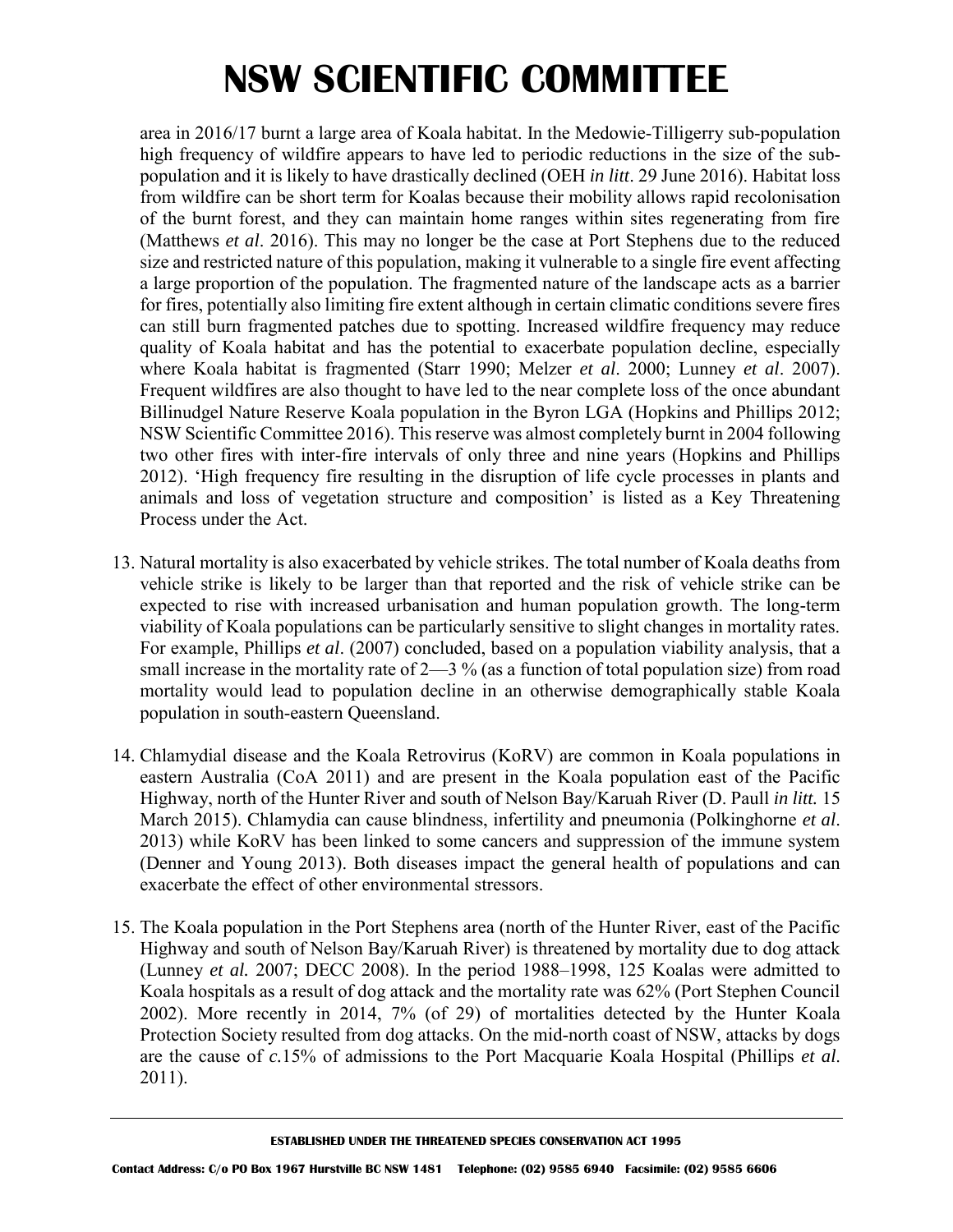area in 2016/17 burnt a large area of Koala habitat. In the Medowie-Tilligerry sub-population high frequency of wildfire appears to have led to periodic reductions in the size of the sub-population and it is likely to have drastically declined (OEH *in litt*. 29 June 2016). Habitat loss from wildfire can be short term for Koalas because their mobility allows rapid recolonisation of the burnt forest, and they can maintain home ranges within sites regenerating from fire (Matthews *et al*. 2016). This may no longer be the case at Port Stephens due to the reduced size and restricted nature of this population, making it vulnerable to a single fire event affecting a large proportion of the population. The fragmented nature of the landscape acts as a barrier for fires, potentially also limiting fire extent although in certain climatic conditions severe fires can still burn fragmented patches due to spotting. Increased wildfire frequency may reduce quality of Koala habitat and has the potential to exacerbate population decline, especially where Koala habitat is fragmented (Starr 1990; Melzer *et al*. 2000; Lunney *et al*. 2007). Frequent wildfires are also thought to have led to the near complete loss of the once abundant Billinudgel Nature Reserve Koala population in the Byron LGA (Hopkins and Phillips 2012; NSW Scientific Committee 2016). This reserve was almost completely burnt in 2004 following two other fires with inter-fire intervals of only three and nine years (Hopkins and Phillips 2012). 'High frequency fire resulting in the disruption of life cycle processes in plants and animals and loss of vegetation structure and composition' is listed as a Key Threatening Process under the Act.

13. Natural mortality is also exacerbated by vehicle strikes. The total number of Koala deaths from vehicle strike is likely to be larger than that reported and the risk of vehicle strike can be expected to rise with increased urbanisation and human population growth. The long-term viability of Koala populations can be particularly sensitive to slight changes in mortality rates. For example, Phillips *et al*. (2007) concluded, based on a population viability analysis, that a small increase in the mortality rate of 2—3 % (as a function of total population size) from road mortality would lead to population decline in an otherwise demographically stable Koala population in south-eastern Queensland.

14. Chlamydial disease and the Koala Retrovirus (KoRV) are common in Koala populations in eastern Australia (CoA 2011) and are present in the Koala population east of the Pacific Highway, north of the Hunter River and south of Nelson Bay/Karuah River (D. Paull *in litt.* 15 March 2015). Chlamydia can cause blindness, infertility and pneumonia (Polkinghorne *et al*. 2013) while KoRV has been linked to some cancers and suppression of the immune system (Denner and Young 2013). Both diseases impact the general health of populations and can exacerbate the effect of other environmental stressors.

15. The Koala population in the Port Stephens area (north of the Hunter River, east of the Pacific Highway and south of Nelson Bay/Karuah River) is threatened by mortality due to dog attack (Lunney *et al.* 2007; DECC 2008). In the period 1988–1998, 125 Koalas were admitted to Koala hospitals as a result of dog attack and the mortality rate was 62% (Port Stephen Council 2002). More recently in 2014, 7% (of 29) of mortalities detected by the Hunter Koala Protection Society resulted from dog attacks. On the mid-north coast of NSW, attacks by dogs are the cause of *c.*15% of admissions to the Port Macquarie Koala Hospital (Phillips *et al*. 2011).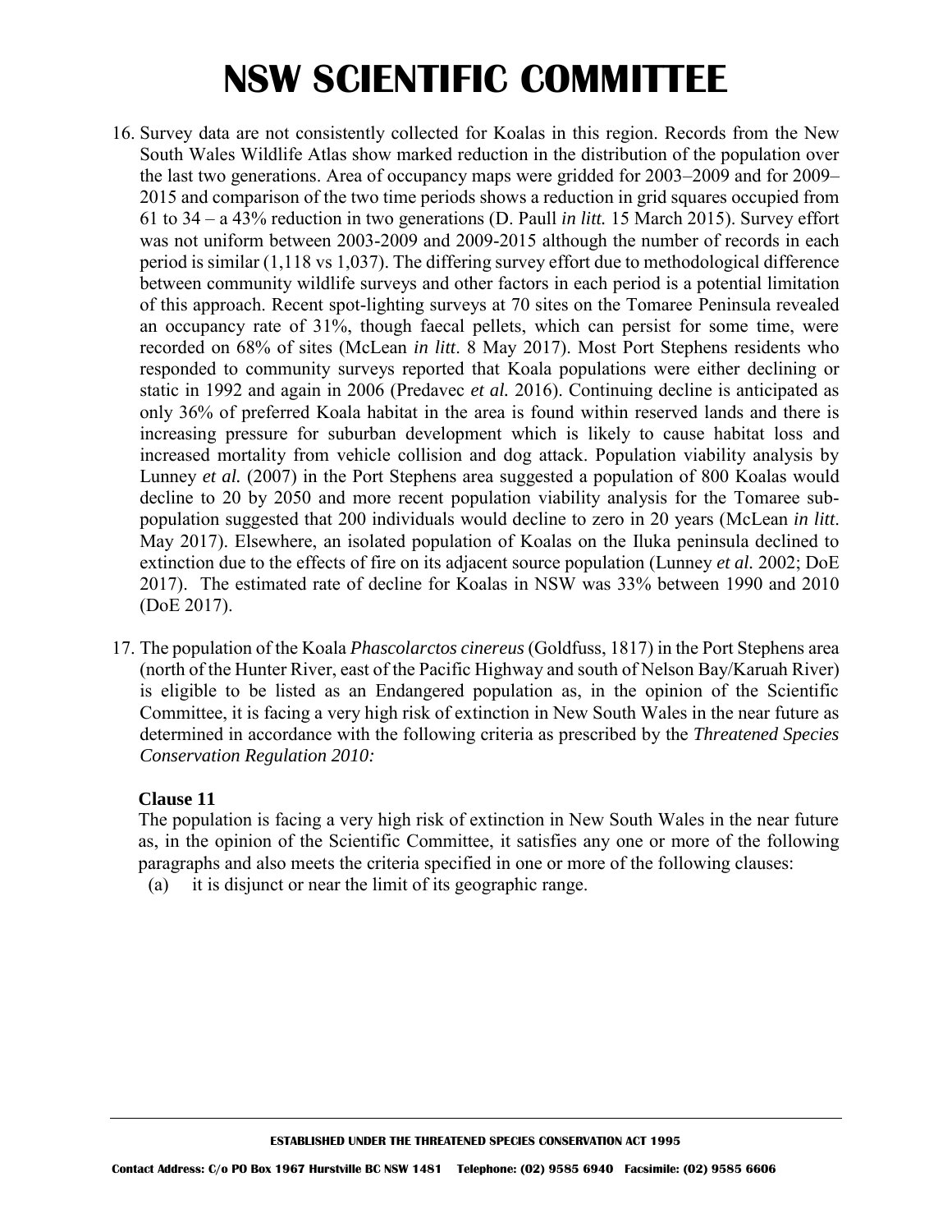16. Survey data are not consistently collected for Koalas in this region. Records from the New South Wales Wildlife Atlas show marked reduction in the distribution of the population over the last two generations. Area of occupancy maps were gridded for 2003–2009 and for 2009–2015 and comparison of the two time periods shows a reduction in grid squares occupied from 61 to 34 – a 43% reduction in two generations (D. Paull *in litt.* 15 March 2015). Survey effort was not uniform between 2003-2009 and 2009-2015 although the number of records in each period is similar (1,118 vs 1,037). The differing survey effort due to methodological difference between community wildlife surveys and other factors in each period is a potential limitation of this approach. Recent spot-lighting surveys at 70 sites on the Tomaree Peninsula revealed an occupancy rate of 31%, though faecal pellets, which can persist for some time, were recorded on 68% of sites (McLean *in litt*. 8 May 2017). Most Port Stephens residents who responded to community surveys reported that Koala populations were either declining or static in 1992 and again in 2006 (Predavec *et al.* 2016). Continuing decline is anticipated as only 36% of preferred Koala habitat in the area is found within reserved lands and there is increasing pressure for suburban development which is likely to cause habitat loss and increased mortality from vehicle collision and dog attack. Population viability analysis by Lunney *et al.* (2007) in the Port Stephens area suggested a population of 800 Koalas would decline to 20 by 2050 and more recent population viability analysis for the Tomaree sub-population suggested that 200 individuals would decline to zero in 20 years (McLean *in litt*. May 2017). Elsewhere, an isolated population of Koalas on the Iluka peninsula declined to extinction due to the effects of fire on its adjacent source population (Lunney *et al.* 2002; DoE 2017). The estimated rate of decline for Koalas in NSW was 33% between 1990 and 2010 (DoE 2017).

17. The population of the Koala *Phascolarctos cinereus* (Goldfuss, 1817) in the Port Stephens area (north of the Hunter River, east of the Pacific Highway and south of Nelson Bay/Karuah River) is eligible to be listed as an Endangered population as, in the opinion of the Scientific Committee, it is facing a very high risk of extinction in New South Wales in the near future as determined in accordance with the following criteria as prescribed by the *Threatened Species Conservation Regulation 2010:*

**Clause 11**

The population is facing a very high risk of extinction in New South Wales in the near future as, in the opinion of the Scientific Committee, it satisfies any one or more of the following paragraphs and also meets the criteria specified in one or more of the following clauses:

(a) it is disjunct or near the limit of its geographic range.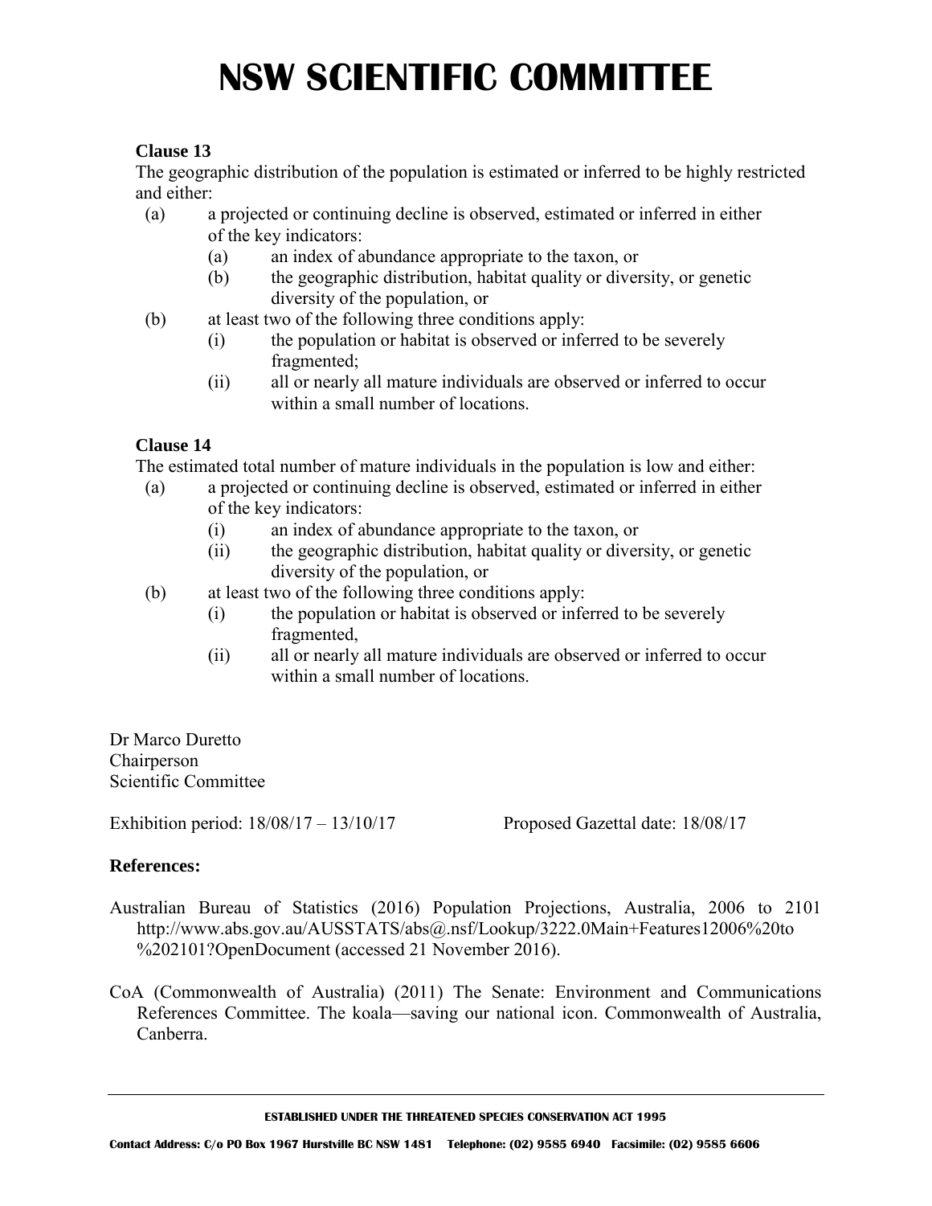**Clause 13**

The geographic distribution of the population is estimated or inferred to be highly restricted and either:

(a) a projected or continuing decline is observed, estimated or inferred in either of the key indicators:
  (a) an index of abundance appropriate to the taxon, or
  (b) the geographic distribution, habitat quality or diversity, or genetic diversity of the population, or
(b) at least two of the following three conditions apply:
  (i) the population or habitat is observed or inferred to be severely fragmented;
  (ii) all or nearly all mature individuals are observed or inferred to occur within a small number of locations.

**Clause 14**

The estimated total number of mature individuals in the population is low and either:

(a) a projected or continuing decline is observed, estimated or inferred in either of the key indicators:
  (i) an index of abundance appropriate to the taxon, or
  (ii) the geographic distribution, habitat quality or diversity, or genetic diversity of the population, or
(b) at least two of the following three conditions apply:
  (i) the population or habitat is observed or inferred to be severely fragmented,
  (ii) all or nearly all mature individuals are observed or inferred to occur within a small number of locations.

Dr Marco Duretto
Chairperson
Scientific Committee

Exhibition period: 18/08/17 – 13/10/17    Proposed Gazettal date: 18/08/17

**References:**

Australian Bureau of Statistics (2016) Population Projections, Australia, 2006 to 2101 http://www.abs.gov.au/AUSSTATS/abs@.nsf/Lookup/3222.0Main+Features12006%20to%202101?OpenDocument (accessed 21 November 2016).

CoA (Commonwealth of Australia) (2011) The Senate: Environment and Communications References Committee. The koala—saving our national icon. Commonwealth of Australia, Canberra.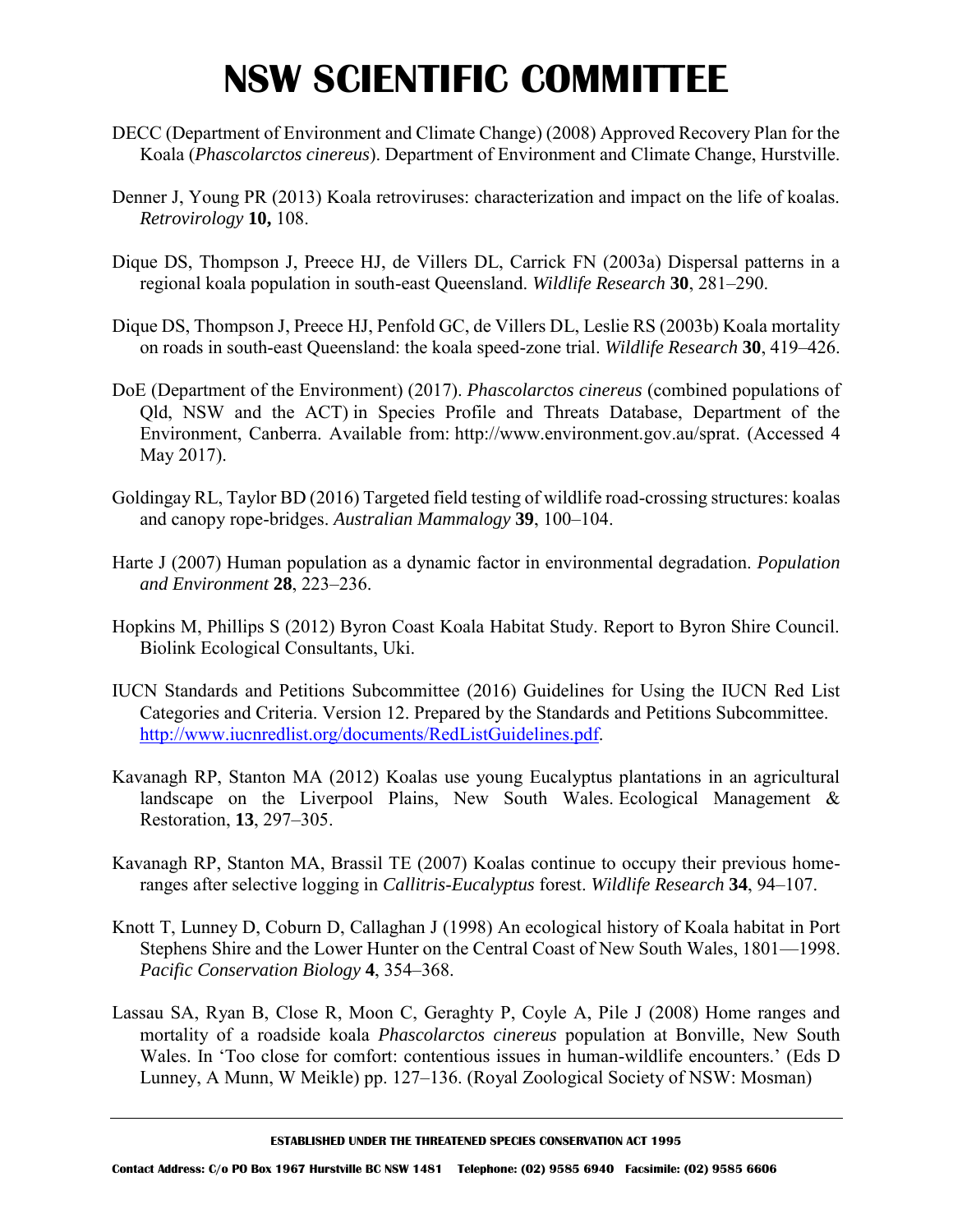DECC (Department of Environment and Climate Change) (2008) Approved Recovery Plan for the Koala (*Phascolarctos cinereus*). Department of Environment and Climate Change, Hurstville.

Denner J, Young PR (2013) Koala retroviruses: characterization and impact on the life of koalas. *Retrovirology* **10,** 108.

Dique DS, Thompson J, Preece HJ, de Villers DL, Carrick FN (2003a) Dispersal patterns in a regional koala population in south-east Queensland. *Wildlife Research* **30**, 281–290.

Dique DS, Thompson J, Preece HJ, Penfold GC, de Villers DL, Leslie RS (2003b) Koala mortality on roads in south-east Queensland: the koala speed-zone trial. *Wildlife Research* **30**, 419–426.

DoE (Department of the Environment) (2017). *Phascolarctos cinereus* (combined populations of Qld, NSW and the ACT) in Species Profile and Threats Database, Department of the Environment, Canberra. Available from: http://www.environment.gov.au/sprat. (Accessed 4 May 2017).

Goldingay RL, Taylor BD (2016) Targeted field testing of wildlife road-crossing structures: koalas and canopy rope-bridges. *Australian Mammalogy* **39**, 100–104.

Harte J (2007) Human population as a dynamic factor in environmental degradation. *Population and Environment* **28**, 223–236.

Hopkins M, Phillips S (2012) Byron Coast Koala Habitat Study. Report to Byron Shire Council. Biolink Ecological Consultants, Uki.

IUCN Standards and Petitions Subcommittee (2016) Guidelines for Using the IUCN Red List Categories and Criteria. Version 12. Prepared by the Standards and Petitions Subcommittee. http://www.iucnredlist.org/documents/RedListGuidelines.pdf.

Kavanagh RP, Stanton MA (2012) Koalas use young Eucalyptus plantations in an agricultural landscape on the Liverpool Plains, New South Wales. Ecological Management & Restoration, **13**, 297–305.

Kavanagh RP, Stanton MA, Brassil TE (2007) Koalas continue to occupy their previous home-ranges after selective logging in *Callitris-Eucalyptus* forest. *Wildlife Research* **34**, 94–107.

Knott T, Lunney D, Coburn D, Callaghan J (1998) An ecological history of Koala habitat in Port Stephens Shire and the Lower Hunter on the Central Coast of New South Wales, 1801—1998. *Pacific Conservation Biology* **4**, 354–368.

Lassau SA, Ryan B, Close R, Moon C, Geraghty P, Coyle A, Pile J (2008) Home ranges and mortality of a roadside koala *Phascolarctos cinereus* population at Bonville, New South Wales. In 'Too close for comfort: contentious issues in human-wildlife encounters.' (Eds D Lunney, A Munn, W Meikle) pp. 127–136. (Royal Zoological Society of NSW: Mosman)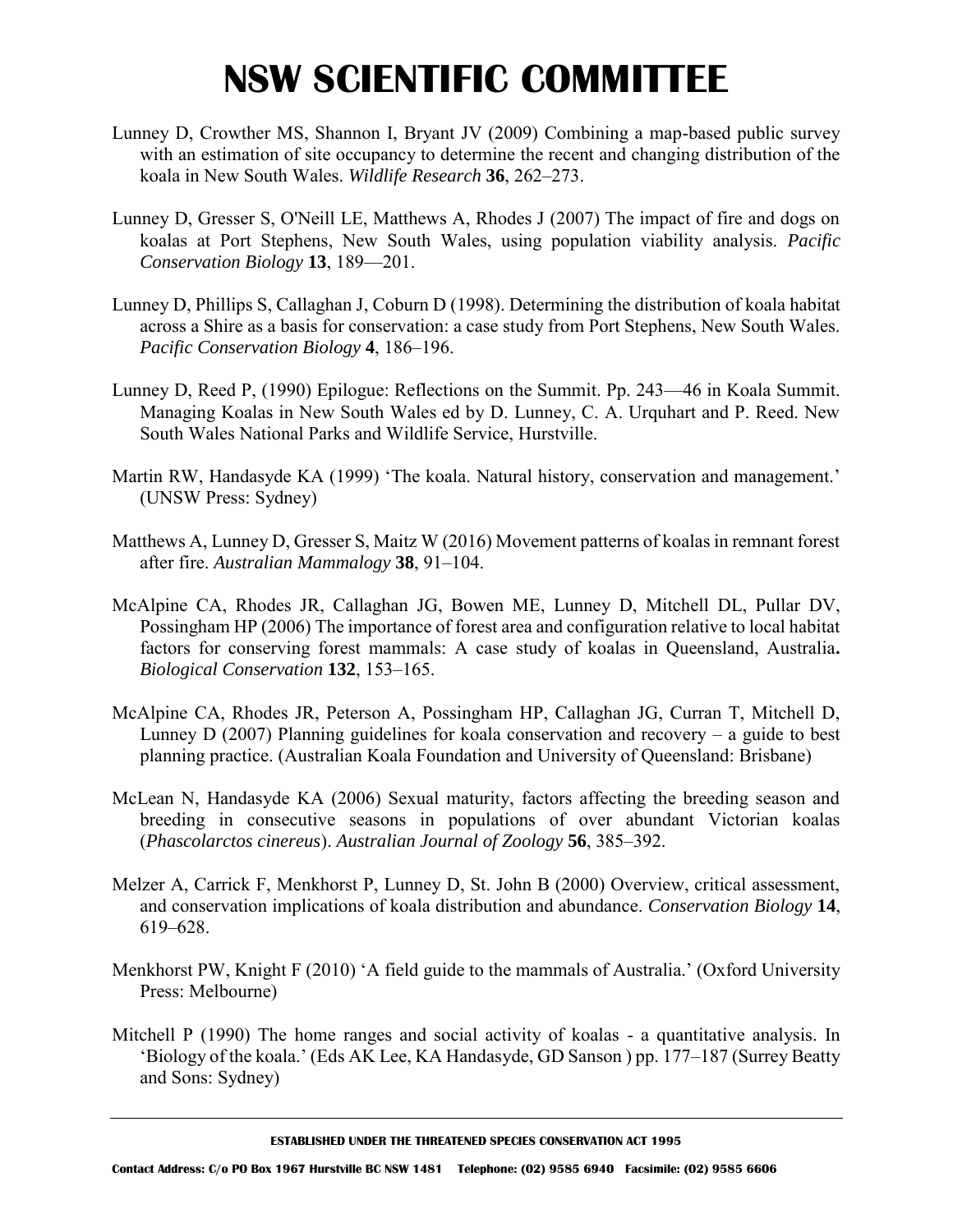Lunney D, Crowther MS, Shannon I, Bryant JV (2009) Combining a map-based public survey with an estimation of site occupancy to determine the recent and changing distribution of the koala in New South Wales. *Wildlife Research* **36**, 262–273.

Lunney D, Gresser S, O'Neill LE, Matthews A, Rhodes J (2007) The impact of fire and dogs on koalas at Port Stephens, New South Wales, using population viability analysis. *Pacific Conservation Biology* **13**, 189—201.

Lunney D, Phillips S, Callaghan J, Coburn D (1998). Determining the distribution of koala habitat across a Shire as a basis for conservation: a case study from Port Stephens, New South Wales. *Pacific Conservation Biology* **4**, 186–196.

Lunney D, Reed P, (1990) Epilogue: Reflections on the Summit. Pp. 243—46 in Koala Summit. Managing Koalas in New South Wales ed by D. Lunney, C. A. Urquhart and P. Reed. New South Wales National Parks and Wildlife Service, Hurstville.

Martin RW, Handasyde KA (1999) 'The koala. Natural history, conservation and management.' (UNSW Press: Sydney)

Matthews A, Lunney D, Gresser S, Maitz W (2016) Movement patterns of koalas in remnant forest after fire. *Australian Mammalogy* **38**, 91–104.

McAlpine CA, Rhodes JR, Callaghan JG, Bowen ME, Lunney D, Mitchell DL, Pullar DV, Possingham HP (2006) The importance of forest area and configuration relative to local habitat factors for conserving forest mammals: A case study of koalas in Queensland, Australia**.** *Biological Conservation* **132**, 153–165.

McAlpine CA, Rhodes JR, Peterson A, Possingham HP, Callaghan JG, Curran T, Mitchell D, Lunney D (2007) Planning guidelines for koala conservation and recovery – a guide to best planning practice. (Australian Koala Foundation and University of Queensland: Brisbane)

McLean N, Handasyde KA (2006) Sexual maturity, factors affecting the breeding season and breeding in consecutive seasons in populations of over abundant Victorian koalas (*Phascolarctos cinereus*). *Australian Journal of Zoology* **56**, 385–392.

Melzer A, Carrick F, Menkhorst P, Lunney D, St. John B (2000) Overview, critical assessment, and conservation implications of koala distribution and abundance. *Conservation Biology* **14**, 619–628.

Menkhorst PW, Knight F (2010) 'A field guide to the mammals of Australia.' (Oxford University Press: Melbourne)

Mitchell P (1990) The home ranges and social activity of koalas - a quantitative analysis. In 'Biology of the koala.' (Eds AK Lee, KA Handasyde, GD Sanson ) pp. 177–187 (Surrey Beatty and Sons: Sydney)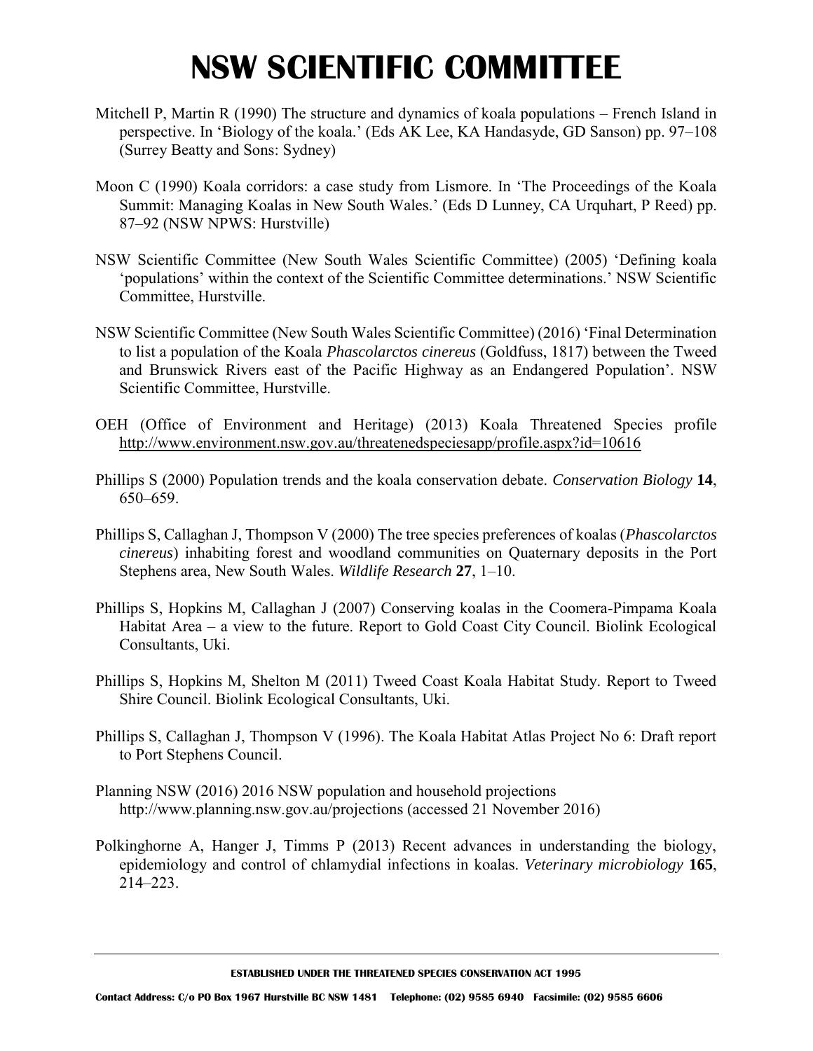Mitchell P, Martin R (1990) The structure and dynamics of koala populations – French Island in perspective. In 'Biology of the koala.' (Eds AK Lee, KA Handasyde, GD Sanson) pp. 97–108 (Surrey Beatty and Sons: Sydney)

Moon C (1990) Koala corridors: a case study from Lismore. In 'The Proceedings of the Koala Summit: Managing Koalas in New South Wales.' (Eds D Lunney, CA Urquhart, P Reed) pp. 87–92 (NSW NPWS: Hurstville)

NSW Scientific Committee (New South Wales Scientific Committee) (2005) 'Defining koala 'populations' within the context of the Scientific Committee determinations.' NSW Scientific Committee, Hurstville.

NSW Scientific Committee (New South Wales Scientific Committee) (2016) 'Final Determination to list a population of the Koala *Phascolarctos cinereus* (Goldfuss, 1817) between the Tweed and Brunswick Rivers east of the Pacific Highway as an Endangered Population'. NSW Scientific Committee, Hurstville.

OEH (Office of Environment and Heritage) (2013) Koala Threatened Species profile http://www.environment.nsw.gov.au/threatenedspeciesapp/profile.aspx?id=10616

Phillips S (2000) Population trends and the koala conservation debate. *Conservation Biology* **14**, 650–659.

Phillips S, Callaghan J, Thompson V (2000) The tree species preferences of koalas (*Phascolarctos cinereus*) inhabiting forest and woodland communities on Quaternary deposits in the Port Stephens area, New South Wales. *Wildlife Research* **27**, 1–10.

Phillips S, Hopkins M, Callaghan J (2007) Conserving koalas in the Coomera-Pimpama Koala Habitat Area – a view to the future. Report to Gold Coast City Council. Biolink Ecological Consultants, Uki.

Phillips S, Hopkins M, Shelton M (2011) Tweed Coast Koala Habitat Study. Report to Tweed Shire Council. Biolink Ecological Consultants, Uki.

Phillips S, Callaghan J, Thompson V (1996). The Koala Habitat Atlas Project No 6: Draft report to Port Stephens Council.

Planning NSW (2016) 2016 NSW population and household projections http://www.planning.nsw.gov.au/projections (accessed 21 November 2016)

Polkinghorne A, Hanger J, Timms P (2013) Recent advances in understanding the biology, epidemiology and control of chlamydial infections in koalas. *Veterinary microbiology* **165**, 214–223.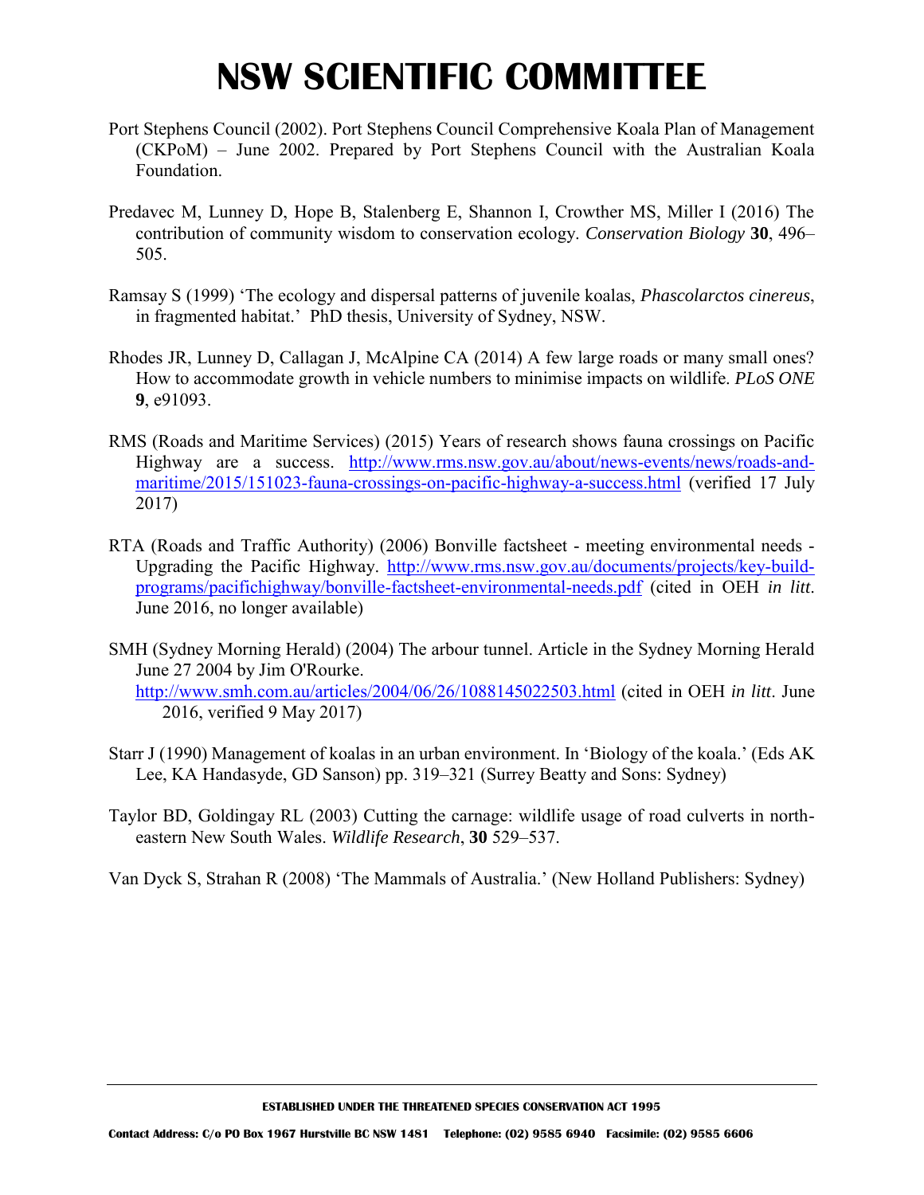Port Stephens Council (2002). Port Stephens Council Comprehensive Koala Plan of Management (CKPoM) – June 2002. Prepared by Port Stephens Council with the Australian Koala Foundation.

Predavec M, Lunney D, Hope B, Stalenberg E, Shannon I, Crowther MS, Miller I (2016) The contribution of community wisdom to conservation ecology. *Conservation Biology* **30**, 496–505.

Ramsay S (1999) 'The ecology and dispersal patterns of juvenile koalas, *Phascolarctos cinereus*, in fragmented habitat.' PhD thesis, University of Sydney, NSW.

Rhodes JR, Lunney D, Callagan J, McAlpine CA (2014) A few large roads or many small ones? How to accommodate growth in vehicle numbers to minimise impacts on wildlife. *PLoS ONE* **9**, e91093.

RMS (Roads and Maritime Services) (2015) Years of research shows fauna crossings on Pacific Highway are a success. http://www.rms.nsw.gov.au/about/news-events/news/roads-and-maritime/2015/151023-fauna-crossings-on-pacific-highway-a-success.html (verified 17 July 2017)

RTA (Roads and Traffic Authority) (2006) Bonville factsheet - meeting environmental needs - Upgrading the Pacific Highway. http://www.rms.nsw.gov.au/documents/projects/key-build-programs/pacifichighway/bonville-factsheet-environmental-needs.pdf (cited in OEH *in litt*. June 2016, no longer available)

SMH (Sydney Morning Herald) (2004) The arbour tunnel. Article in the Sydney Morning Herald June 27 2004 by Jim O'Rourke. http://www.smh.com.au/articles/2004/06/26/1088145022503.html (cited in OEH *in litt*. June 2016, verified 9 May 2017)

Starr J (1990) Management of koalas in an urban environment. In 'Biology of the koala.' (Eds AK Lee, KA Handasyde, GD Sanson) pp. 319–321 (Surrey Beatty and Sons: Sydney)

Taylor BD, Goldingay RL (2003) Cutting the carnage: wildlife usage of road culverts in north-eastern New South Wales. *Wildlife Research*, **30** 529–537.

Van Dyck S, Strahan R (2008) 'The Mammals of Australia.' (New Holland Publishers: Sydney)